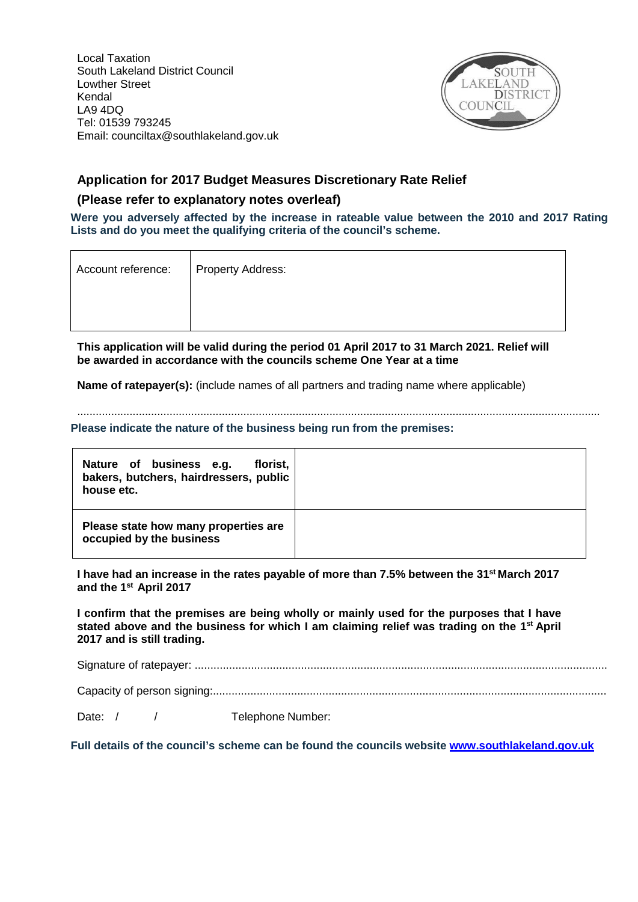Local Taxation
South Lakeland District Council
Lowther Street
Kendal
LA9 4DQ
Tel: 01539 793245
Email: counciltax@southlakeland.gov.uk

## Application for 2017 Budget Measures Discretionary Rate Relief

## (Please refer to explanatory notes overleaf)

**Were you adversely affected by the increase in rateable value between the 2010 and 2017 Rating Lists and do you meet the qualifying criteria of the council's scheme.**

| Account reference: | Property Address: |
|---|---|
| | |

**This application will be valid during the period 01 April 2017 to 31 March 2021. Relief will be awarded in accordance with the councils scheme One Year at a time**

**Name of ratepayer(s):** (include names of all partners and trading name where applicable)

......................................................................................................................................................

**Please indicate the nature of the business being run from the premises:**

| | |
|---|---|
| **Nature of business e.g. florist, bakers, butchers, hairdressers, public house etc.** | |
| **Please state how many properties are occupied by the business** | |

**I have had an increase in the rates payable of more than 7.5% between the 31st March 2017 and the 1st April 2017**

**I confirm that the premises are being wholly or mainly used for the purposes that I have stated above and the business for which I am claiming relief was trading on the 1st April 2017 and is still trading.**

Signature of ratepayer: ...................................................................................................................................

Capacity of person signing:.............................................................................................................................

Date: / / Telephone Number:

**Full details of the council's scheme can be found the councils website [www.southlakeland.gov.uk](www.southlakeland.gov.uk)**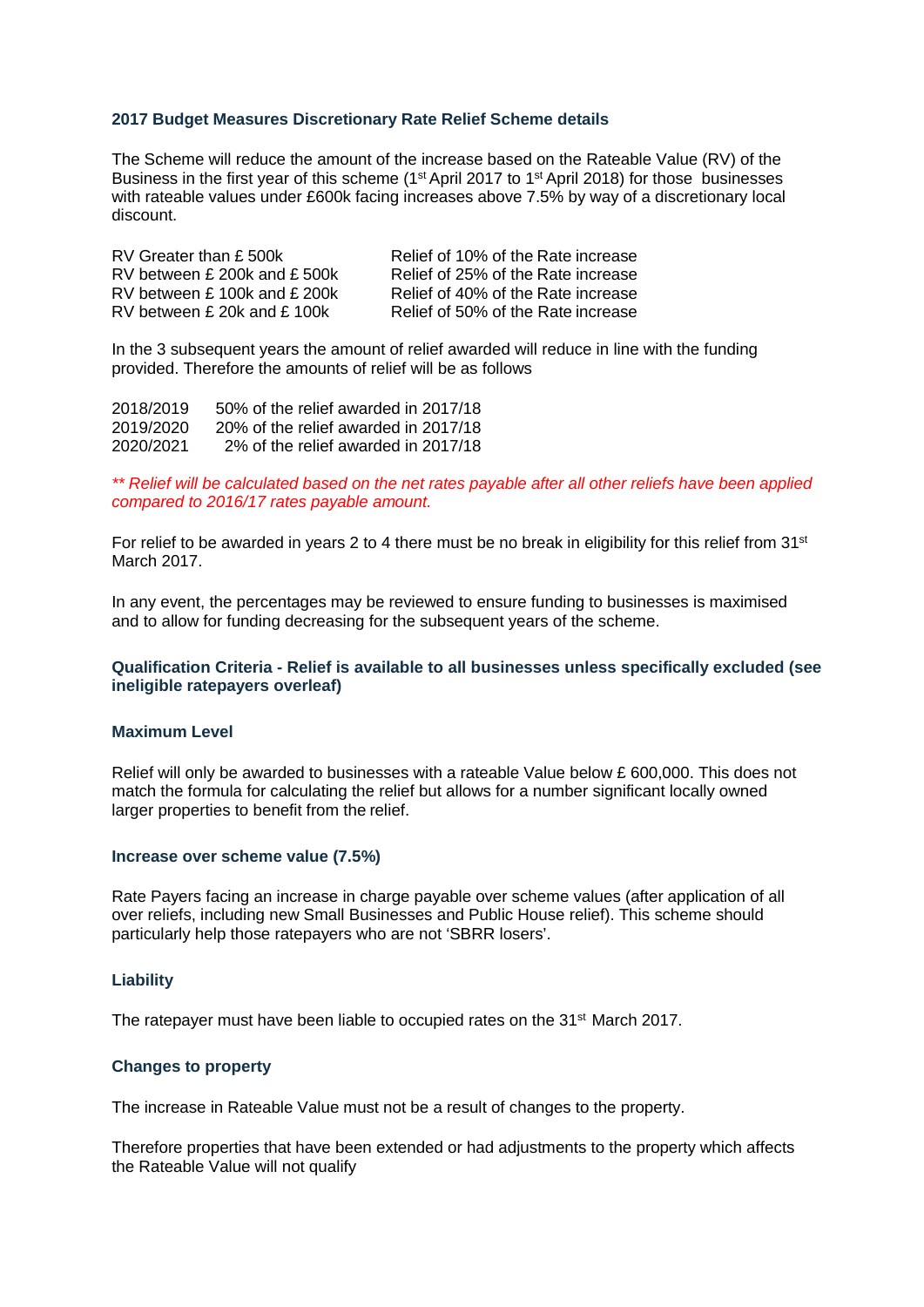### 2017 Budget Measures Discretionary Rate Relief Scheme details

The Scheme will reduce the amount of the increase based on the Rateable Value (RV) of the Business in the first year of this scheme (1st April 2017 to 1st April 2018) for those businesses with rateable values under £600k facing increases above 7.5% by way of a discretionary local discount.

| | |
|---|---|
| RV Greater than £ 500k | Relief of 10% of the Rate increase |
| RV between £ 200k and £ 500k | Relief of 25% of the Rate increase |
| RV between £ 100k and £ 200k | Relief of 40% of the Rate increase |
| RV between £ 20k and £ 100k | Relief of 50% of the Rate increase |

In the 3 subsequent years the amount of relief awarded will reduce in line with the funding provided. Therefore the amounts of relief will be as follows

| | |
|---|---|
| 2018/2019 | 50% of the relief awarded in 2017/18 |
| 2019/2020 | 20% of the relief awarded in 2017/18 |
| 2020/2021 | 2% of the relief awarded in 2017/18 |

*** Relief will be calculated based on the net rates payable after all other reliefs have been applied compared to 2016/17 rates payable amount.*

For relief to be awarded in years 2 to 4 there must be no break in eligibility for this relief from 31st March 2017.

In any event, the percentages may be reviewed to ensure funding to businesses is maximised and to allow for funding decreasing for the subsequent years of the scheme.

#### Qualification Criteria - Relief is available to all businesses unless specifically excluded (see ineligible ratepayers overleaf)

#### Maximum Level

Relief will only be awarded to businesses with a rateable Value below £ 600,000. This does not match the formula for calculating the relief but allows for a number significant locally owned larger properties to benefit from the relief.

#### Increase over scheme value (7.5%)

Rate Payers facing an increase in charge payable over scheme values (after application of all over reliefs, including new Small Businesses and Public House relief). This scheme should particularly help those ratepayers who are not 'SBRR losers'.

#### Liability

The ratepayer must have been liable to occupied rates on the 31st March 2017.

#### Changes to property

The increase in Rateable Value must not be a result of changes to the property.

Therefore properties that have been extended or had adjustments to the property which affects the Rateable Value will not qualify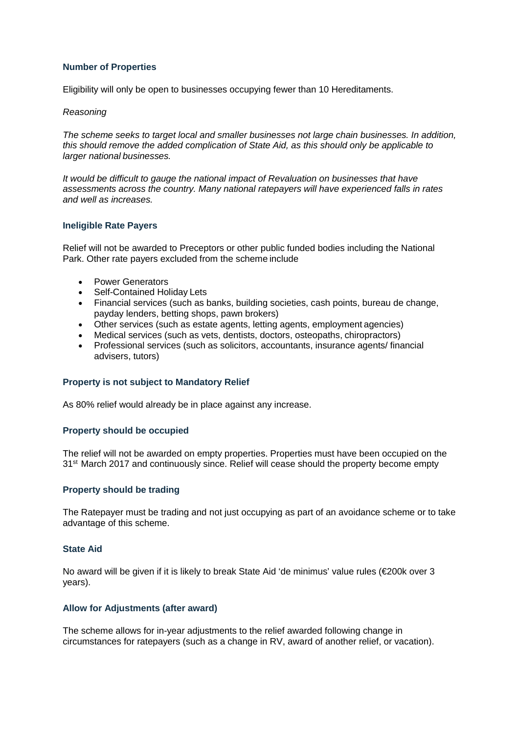### Number of Properties

Eligibility will only be open to businesses occupying fewer than 10 Hereditaments.

*Reasoning*

*The scheme seeks to target local and smaller businesses not large chain businesses. In addition, this should remove the added complication of State Aid, as this should only be applicable to larger national businesses.*

*It would be difficult to gauge the national impact of Revaluation on businesses that have assessments across the country. Many national ratepayers will have experienced falls in rates and well as increases.*

### Ineligible Rate Payers

Relief will not be awarded to Preceptors or other public funded bodies including the National Park. Other rate payers excluded from the scheme include

- Power Generators
- Self-Contained Holiday Lets
- Financial services (such as banks, building societies, cash points, bureau de change, payday lenders, betting shops, pawn brokers)
- Other services (such as estate agents, letting agents, employment agencies)
- Medical services (such as vets, dentists, doctors, osteopaths, chiropractors)
- Professional services (such as solicitors, accountants, insurance agents/ financial advisers, tutors)

### Property is not subject to Mandatory Relief

As 80% relief would already be in place against any increase.

### Property should be occupied

The relief will not be awarded on empty properties. Properties must have been occupied on the 31st March 2017 and continuously since. Relief will cease should the property become empty

### Property should be trading

The Ratepayer must be trading and not just occupying as part of an avoidance scheme or to take advantage of this scheme.

### State Aid

No award will be given if it is likely to break State Aid 'de minimus' value rules (€200k over 3 years).

### Allow for Adjustments (after award)

The scheme allows for in-year adjustments to the relief awarded following change in circumstances for ratepayers (such as a change in RV, award of another relief, or vacation).